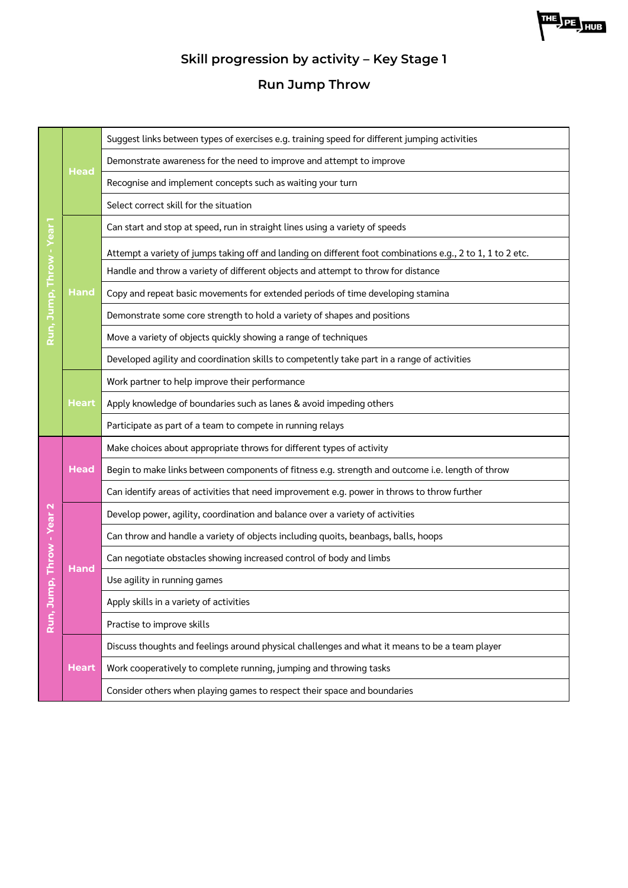## Skill progression by activity – Key Stage 1

## Run Jump Throw

| | | |
|---|---|---|
| Run, Jump, Throw - Year 1 | Head | Suggest links between types of exercises e.g. training speed for different jumping activities |
| | | Demonstrate awareness for the need to improve and attempt to improve |
| | | Recognise and implement concepts such as waiting your turn |
| | | Select correct skill for the situation |
| | Hand | Can start and stop at speed, run in straight lines using a variety of speeds |
| | | Attempt a variety of jumps taking off and landing on different foot combinations e.g., 2 to 1, 1 to 2 etc. |
| | | Handle and throw a variety of different objects and attempt to throw for distance |
| | | Copy and repeat basic movements for extended periods of time developing stamina |
| | | Demonstrate some core strength to hold a variety of shapes and positions |
| | | Move a variety of objects quickly showing a range of techniques |
| | | Developed agility and coordination skills to competently take part in a range of activities |
| | Heart | Work partner to help improve their performance |
| | | Apply knowledge of boundaries such as lanes & avoid impeding others |
| | | Participate as part of a team to compete in running relays |
| Run, Jump, Throw - Year 2 | Head | Make choices about appropriate throws for different types of activity |
| | | Begin to make links between components of fitness e.g. strength and outcome i.e. length of throw |
| | | Can identify areas of activities that need improvement e.g. power in throws to throw further |
| | Hand | Develop power, agility, coordination and balance over a variety of activities |
| | | Can throw and handle a variety of objects including quoits, beanbags, balls, hoops |
| | | Can negotiate obstacles showing increased control of body and limbs |
| | | Use agility in running games |
| | | Apply skills in a variety of activities |
| | | Practise to improve skills |
| | Heart | Discuss thoughts and feelings around physical challenges and what it means to be a team player |
| | | Work cooperatively to complete running, jumping and throwing tasks |
| | | Consider others when playing games to respect their space and boundaries |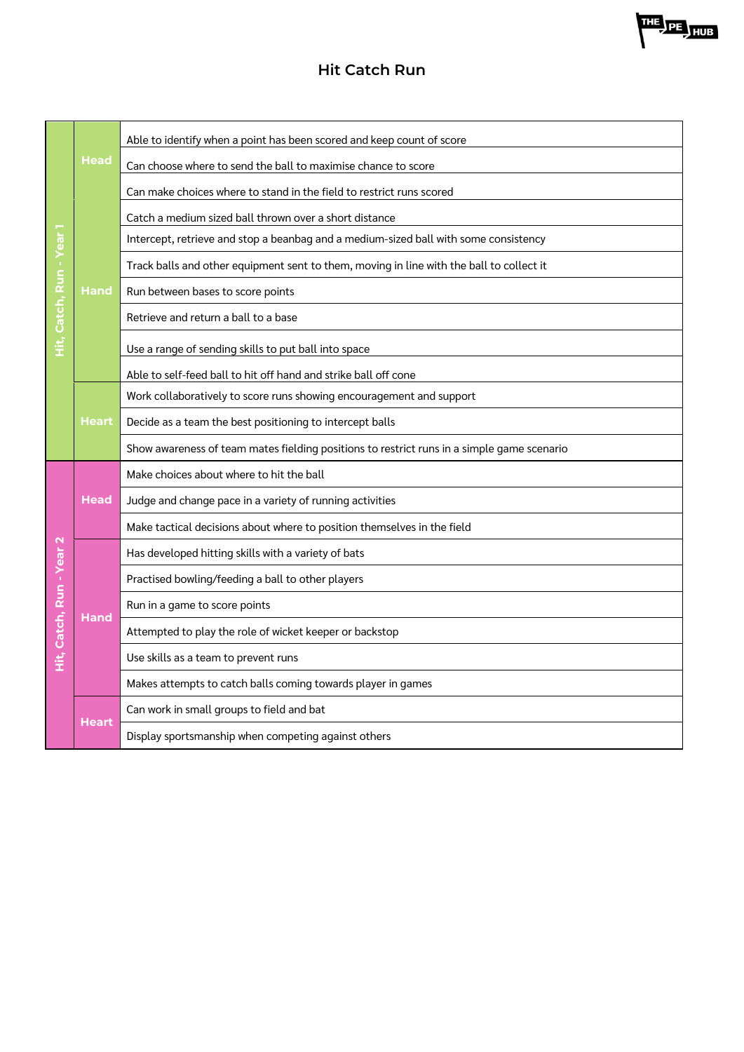# Hit Catch Run

| Unit | Area | Outcome |
|---|---|---|
| Hit, Catch, Run - Year 1 | Head | Able to identify when a point has been scored and keep count of score |
| | | Can choose where to send the ball to maximise chance to score |
| | | Can make choices where to stand in the field to restrict runs scored |
| | Hand | Catch a medium sized ball thrown over a short distance |
| | | Intercept, retrieve and stop a beanbag and a medium-sized ball with some consistency |
| | | Track balls and other equipment sent to them, moving in line with the ball to collect it |
| | | Run between bases to score points |
| | | Retrieve and return a ball to a base |
| | | Use a range of sending skills to put ball into space |
| | | Able to self-feed ball to hit off hand and strike ball off cone |
| | Heart | Work collaboratively to score runs showing encouragement and support |
| | | Decide as a team the best positioning to intercept balls |
| | | Show awareness of team mates fielding positions to restrict runs in a simple game scenario |
| Hit, Catch, Run - Year 2 | Head | Make choices about where to hit the ball |
| | | Judge and change pace in a variety of running activities |
| | | Make tactical decisions about where to position themselves in the field |
| | Hand | Has developed hitting skills with a variety of bats |
| | | Practised bowling/feeding a ball to other players |
| | | Run in a game to score points |
| | | Attempted to play the role of wicket keeper or backstop |
| | | Use skills as a team to prevent runs |
| | | Makes attempts to catch balls coming towards player in games |
| | Heart | Can work in small groups to field and bat |
| | | Display sportsmanship when competing against others |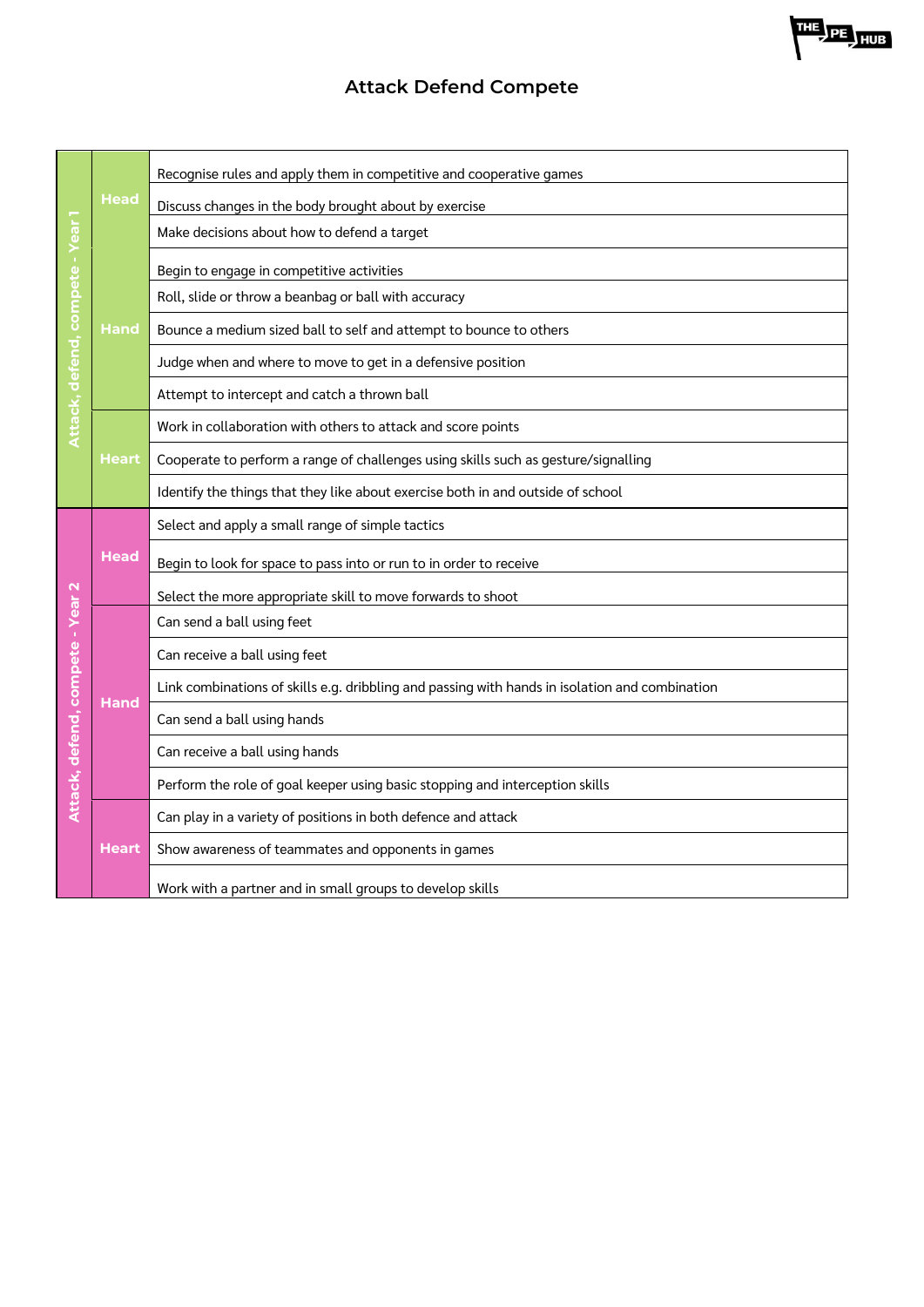# Attack Defend Compete

| Year | Area | Objective |
| --- | --- | --- |
| Attack, defend, compete - Year 1 | Head | Recognise rules and apply them in competitive and cooperative games |
| | | Discuss changes in the body brought about by exercise |
| | | Make decisions about how to defend a target |
| | Hand | Begin to engage in competitive activities |
| | | Roll, slide or throw a beanbag or ball with accuracy |
| | | Bounce a medium sized ball to self and attempt to bounce to others |
| | | Judge when and where to move to get in a defensive position |
| | | Attempt to intercept and catch a thrown ball |
| | Heart | Work in collaboration with others to attack and score points |
| | | Cooperate to perform a range of challenges using skills such as gesture/signalling |
| | | Identify the things that they like about exercise both in and outside of school |
| Attack, defend, compete - Year 2 | Head | Select and apply a small range of simple tactics |
| | | Begin to look for space to pass into or run to in order to receive |
| | | Select the more appropriate skill to move forwards to shoot |
| | Hand | Can send a ball using feet |
| | | Can receive a ball using feet |
| | | Link combinations of skills e.g. dribbling and passing with hands in isolation and combination |
| | | Can send a ball using hands |
| | | Can receive a ball using hands |
| | | Perform the role of goal keeper using basic stopping and interception skills |
| | Heart | Can play in a variety of positions in both defence and attack |
| | | Show awareness of teammates and opponents in games |
| | | Work with a partner and in small groups to develop skills |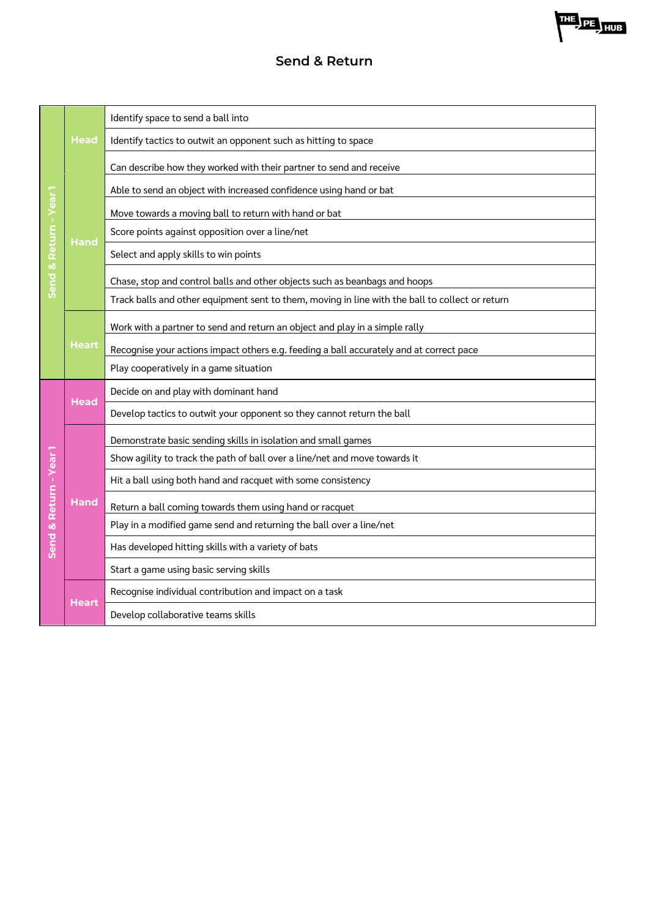# Send & Return

| | | |
|---|---|---|
| Send & Return - Year 1 | Head | Identify space to send a ball into |
| | | Identify tactics to outwit an opponent such as hitting to space |
| | Hand | Can describe how they worked with their partner to send and receive |
| | | Able to send an object with increased confidence using hand or bat |
| | | Move towards a moving ball to return with hand or bat |
| | | Score points against opposition over a line/net |
| | | Select and apply skills to win points |
| | | Chase, stop and control balls and other objects such as beanbags and hoops |
| | | Track balls and other equipment sent to them, moving in line with the ball to collect or return |
| | Heart | Work with a partner to send and return an object and play in a simple rally |
| | | Recognise your actions impact others e.g. feeding a ball accurately and at correct pace |
| | | Play cooperatively in a game situation |
| Send & Return - Year 1 | Head | Decide on and play with dominant hand |
| | | Develop tactics to outwit your opponent so they cannot return the ball |
| | Hand | Demonstrate basic sending skills in isolation and small games |
| | | Show agility to track the path of ball over a line/net and move towards it |
| | | Hit a ball using both hand and racquet with some consistency |
| | | Return a ball coming towards them using hand or racquet |
| | | Play in a modified game send and returning the ball over a line/net |
| | | Has developed hitting skills with a variety of bats |
| | | Start a game using basic serving skills |
| | Heart | Recognise individual contribution and impact on a task |
| | | Develop collaborative teams skills |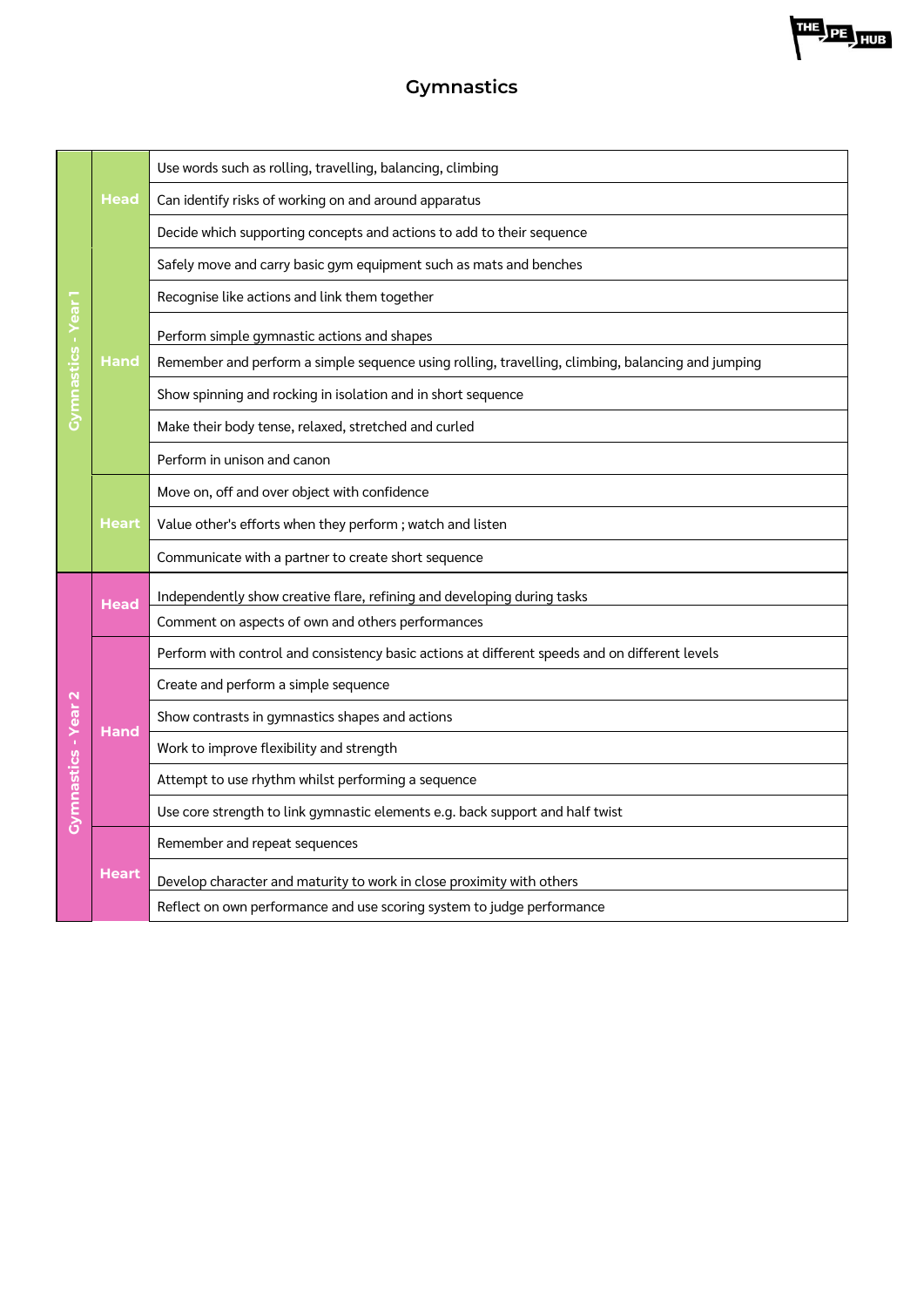# Gymnastics

| Year | Area | Skill |
| --- | --- | --- |
| Gymnastics - Year 1 | Head | Use words such as rolling, travelling, balancing, climbing |
| | | Can identify risks of working on and around apparatus |
| | | Decide which supporting concepts and actions to add to their sequence |
| | Hand | Safely move and carry basic gym equipment such as mats and benches |
| | | Recognise like actions and link them together |
| | | Perform simple gymnastic actions and shapes |
| | | Remember and perform a simple sequence using rolling, travelling, climbing, balancing and jumping |
| | | Show spinning and rocking in isolation and in short sequence |
| | | Make their body tense, relaxed, stretched and curled |
| | | Perform in unison and canon |
| | Heart | Move on, off and over object with confidence |
| | | Value other's efforts when they perform ; watch and listen |
| | | Communicate with a partner to create short sequence |
| Gymnastics - Year 2 | Head | Independently show creative flare, refining and developing during tasks |
| | | Comment on aspects of own and others performances |
| | Hand | Perform with control and consistency basic actions at different speeds and on different levels |
| | | Create and perform a simple sequence |
| | | Show contrasts in gymnastics shapes and actions |
| | | Work to improve flexibility and strength |
| | | Attempt to use rhythm whilst performing a sequence |
| | | Use core strength to link gymnastic elements e.g. back support and half twist |
| | Heart | Remember and repeat sequences |
| | | Develop character and maturity to work in close proximity with others |
| | | Reflect on own performance and use scoring system to judge performance |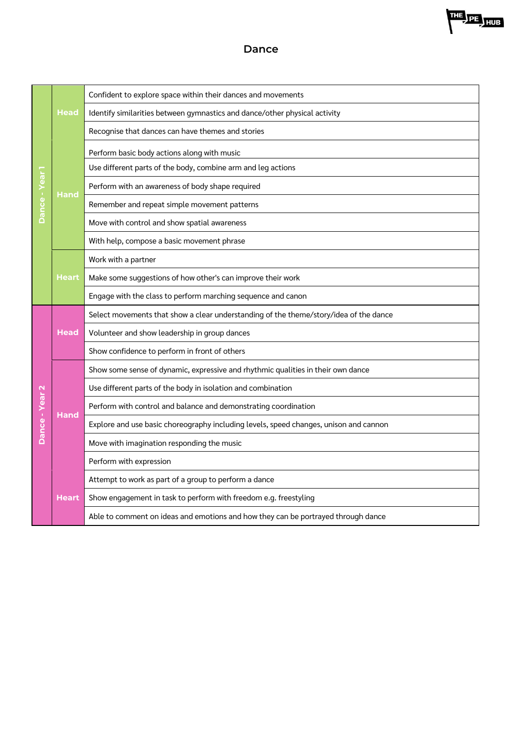# Dance

| | | |
|---|---|---|
| Dance - Year 1 | Head | Confident to explore space within their dances and movements |
| | | Identify similarities between gymnastics and dance/other physical activity |
| | | Recognise that dances can have themes and stories |
| | Hand | Perform basic body actions along with music |
| | | Use different parts of the body, combine arm and leg actions |
| | | Perform with an awareness of body shape required |
| | | Remember and repeat simple movement patterns |
| | | Move with control and show spatial awareness |
| | | With help, compose a basic movement phrase |
| | Heart | Work with a partner |
| | | Make some suggestions of how other's can improve their work |
| | | Engage with the class to perform marching sequence and canon |
| Dance - Year 2 | Head | Select movements that show a clear understanding of the theme/story/idea of the dance |
| | | Volunteer and show leadership in group dances |
| | | Show confidence to perform in front of others |
| | Hand | Show some sense of dynamic, expressive and rhythmic qualities in their own dance |
| | | Use different parts of the body in isolation and combination |
| | | Perform with control and balance and demonstrating coordination |
| | | Explore and use basic choreography including levels, speed changes, unison and cannon |
| | | Move with imagination responding the music |
| | | Perform with expression |
| | Heart | Attempt to work as part of a group to perform a dance |
| | | Show engagement in task to perform with freedom e.g. freestyling |
| | | Able to comment on ideas and emotions and how they can be portrayed through dance |